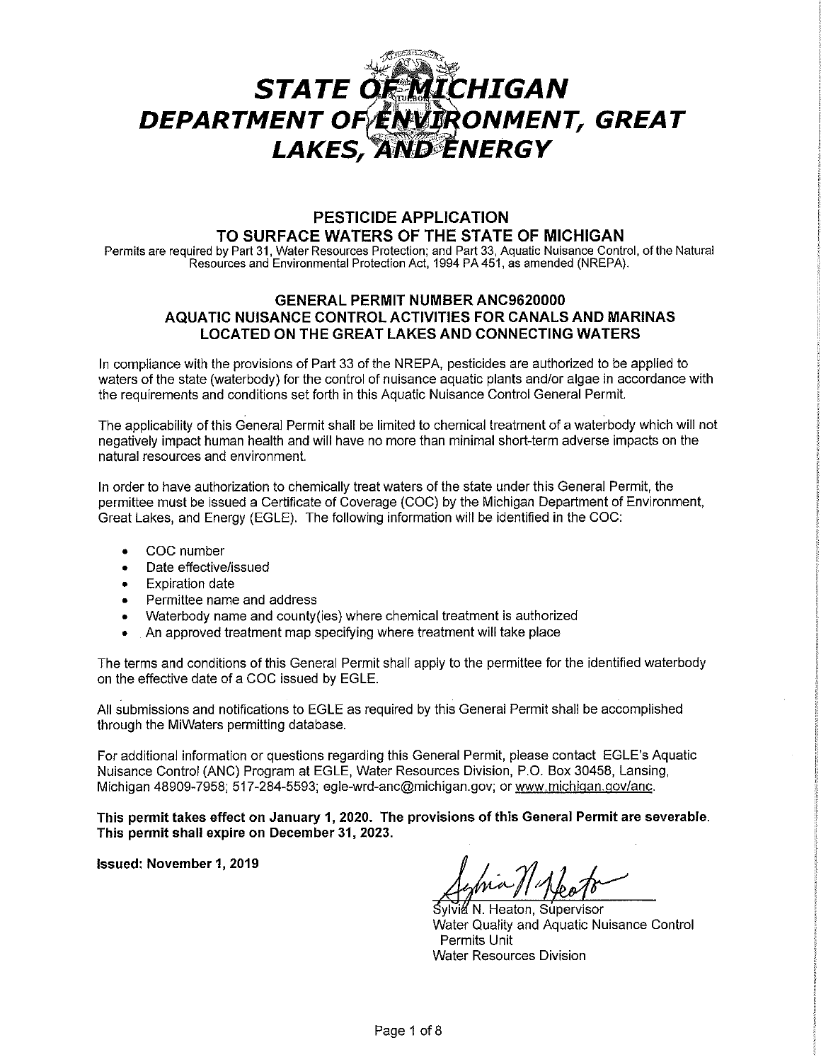# STATE OF MICHIGAN
# DEPARTMENT OF ENVIRONMENT, GREAT LAKES, AND ENERGY

## PESTICIDE APPLICATION TO SURFACE WATERS OF THE STATE OF MICHIGAN

Permits are required by Part 31, Water Resources Protection; and Part 33, Aquatic Nuisance Control, of the Natural Resources and Environmental Protection Act, 1994 PA 451, as amended (NREPA).

## GENERAL PERMIT NUMBER ANC9620000
## AQUATIC NUISANCE CONTROL ACTIVITIES FOR CANALS AND MARINAS LOCATED ON THE GREAT LAKES AND CONNECTING WATERS

In compliance with the provisions of Part 33 of the NREPA, pesticides are authorized to be applied to waters of the state (waterbody) for the control of nuisance aquatic plants and/or algae in accordance with the requirements and conditions set forth in this Aquatic Nuisance Control General Permit.

The applicability of this General Permit shall be limited to chemical treatment of a waterbody which will not negatively impact human health and will have no more than minimal short-term adverse impacts on the natural resources and environment.

In order to have authorization to chemically treat waters of the state under this General Permit, the permittee must be issued a Certificate of Coverage (COC) by the Michigan Department of Environment, Great Lakes, and Energy (EGLE). The following information will be identified in the COC:

- COC number
- Date effective/issued
- Expiration date
- Permittee name and address
- Waterbody name and county(ies) where chemical treatment is authorized
- An approved treatment map specifying where treatment will take place

The terms and conditions of this General Permit shall apply to the permittee for the identified waterbody on the effective date of a COC issued by EGLE.

All submissions and notifications to EGLE as required by this General Permit shall be accomplished through the MiWaters permitting database.

For additional information or questions regarding this General Permit, please contact EGLE's Aquatic Nuisance Control (ANC) Program at EGLE, Water Resources Division, P.O. Box 30458, Lansing, Michigan 48909-7958; 517-284-5593; egle-wrd-anc@michigan.gov; or www.michigan.gov/anc.

**This permit takes effect on January 1, 2020. The provisions of this General Permit are severable. This permit shall expire on December 31, 2023.**

**Issued: November 1, 2019**

Sylvia N. Heaton, Supervisor
Water Quality and Aquatic Nuisance Control Permits Unit
Water Resources Division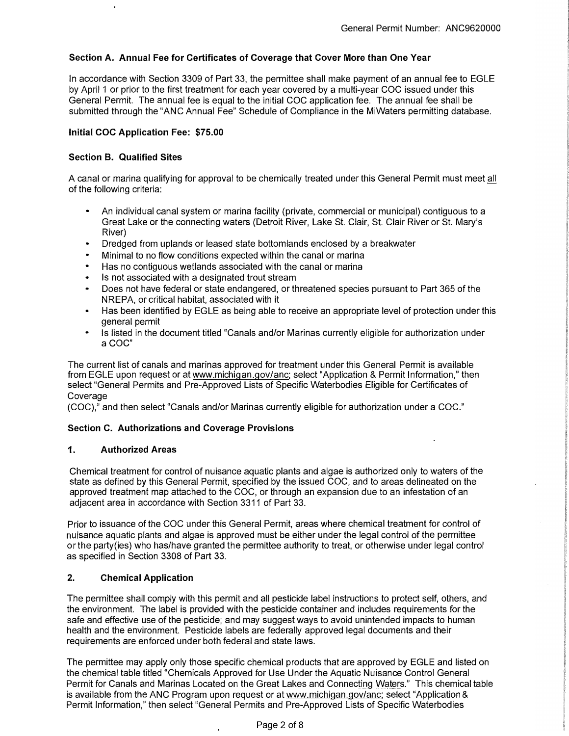### Section A. Annual Fee for Certificates of Coverage that Cover More than One Year

In accordance with Section 3309 of Part 33, the permittee shall make payment of an annual fee to EGLE by April 1 or prior to the first treatment for each year covered by a multi-year COC issued under this General Permit. The annual fee is equal to the initial COC application fee. The annual fee shall be submitted through the "ANC Annual Fee" Schedule of Compliance in the MiWaters permitting database.

**Initial COC Application Fee: $75.00**

### Section B. Qualified Sites

A canal or marina qualifying for approval to be chemically treated under this General Permit must meet all of the following criteria:

- An individual canal system or marina facility (private, commercial or municipal) contiguous to a Great Lake or the connecting waters (Detroit River, Lake St. Clair, St. Clair River or St. Mary's River)
- Dredged from uplands or leased state bottomlands enclosed by a breakwater
- Minimal to no flow conditions expected within the canal or marina
- Has no contiguous wetlands associated with the canal or marina
- Is not associated with a designated trout stream
- Does not have federal or state endangered, or threatened species pursuant to Part 365 of the NREPA, or critical habitat, associated with it
- Has been identified by EGLE as being able to receive an appropriate level of protection under this general permit
- Is listed in the document titled "Canals and/or Marinas currently eligible for authorization under a COC"

The current list of canals and marinas approved for treatment under this General Permit is available from EGLE upon request or at www.michigan.gov/anc; select "Application & Permit Information," then select "General Permits and Pre-Approved Lists of Specific Waterbodies Eligible for Certificates of Coverage (COC)," and then select "Canals and/or Marinas currently eligible for authorization under a COC."

### Section C. Authorizations and Coverage Provisions

#### 1. Authorized Areas

Chemical treatment for control of nuisance aquatic plants and algae is authorized only to waters of the state as defined by this General Permit, specified by the issued COC, and to areas delineated on the approved treatment map attached to the COC, or through an expansion due to an infestation of an adjacent area in accordance with Section 3311 of Part 33.

Prior to issuance of the COC under this General Permit, areas where chemical treatment for control of nuisance aquatic plants and algae is approved must be either under the legal control of the permittee or the party(ies) who has/have granted the permittee authority to treat, or otherwise under legal control as specified in Section 3308 of Part 33.

#### 2. Chemical Application

The permittee shall comply with this permit and all pesticide label instructions to protect self, others, and the environment. The label is provided with the pesticide container and includes requirements for the safe and effective use of the pesticide; and may suggest ways to avoid unintended impacts to human health and the environment. Pesticide labels are federally approved legal documents and their requirements are enforced under both federal and state laws.

The permittee may apply only those specific chemical products that are approved by EGLE and listed on the chemical table titled "Chemicals Approved for Use Under the Aquatic Nuisance Control General Permit for Canals and Marinas Located on the Great Lakes and Connecting Waters." This chemical table is available from the ANC Program upon request or at www.michigan.gov/anc; select "Application & Permit Information," then select "General Permits and Pre-Approved Lists of Specific Waterbodies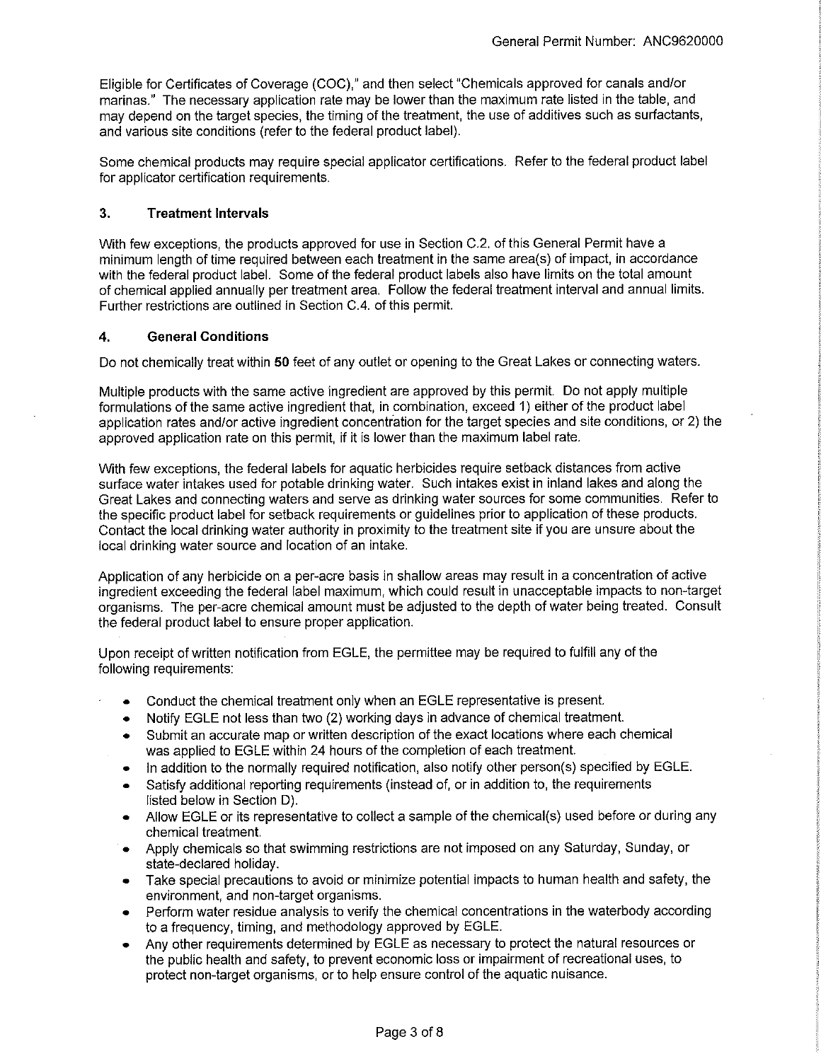Eligible for Certificates of Coverage (COC)," and then select "Chemicals approved for canals and/or marinas." The necessary application rate may be lower than the maximum rate listed in the table, and may depend on the target species, the timing of the treatment, the use of additives such as surfactants, and various site conditions (refer to the federal product label).

Some chemical products may require special applicator certifications. Refer to the federal product label for applicator certification requirements.

### 3. Treatment Intervals

With few exceptions, the products approved for use in Section C.2. of this General Permit have a minimum length of time required between each treatment in the same area(s) of impact, in accordance with the federal product label. Some of the federal product labels also have limits on the total amount of chemical applied annually per treatment area. Follow the federal treatment interval and annual limits. Further restrictions are outlined in Section C.4. of this permit.

### 4. General Conditions

Do not chemically treat within **50** feet of any outlet or opening to the Great Lakes or connecting waters.

Multiple products with the same active ingredient are approved by this permit. Do not apply multiple formulations of the same active ingredient that, in combination, exceed 1) either of the product label application rates and/or active ingredient concentration for the target species and site conditions, or 2) the approved application rate on this permit, if it is lower than the maximum label rate.

With few exceptions, the federal labels for aquatic herbicides require setback distances from active surface water intakes used for potable drinking water. Such intakes exist in inland lakes and along the Great Lakes and connecting waters and serve as drinking water sources for some communities. Refer to the specific product label for setback requirements or guidelines prior to application of these products. Contact the local drinking water authority in proximity to the treatment site if you are unsure about the local drinking water source and location of an intake.

Application of any herbicide on a per-acre basis in shallow areas may result in a concentration of active ingredient exceeding the federal label maximum, which could result in unacceptable impacts to non-target organisms. The per-acre chemical amount must be adjusted to the depth of water being treated. Consult the federal product label to ensure proper application.

Upon receipt of written notification from EGLE, the permittee may be required to fulfill any of the following requirements:

- Conduct the chemical treatment only when an EGLE representative is present.
- Notify EGLE not less than two (2) working days in advance of chemical treatment.
- Submit an accurate map or written description of the exact locations where each chemical was applied to EGLE within 24 hours of the completion of each treatment.
- In addition to the normally required notification, also notify other person(s) specified by EGLE.
- Satisfy additional reporting requirements (instead of, or in addition to, the requirements listed below in Section D).
- Allow EGLE or its representative to collect a sample of the chemical(s) used before or during any chemical treatment.
- Apply chemicals so that swimming restrictions are not imposed on any Saturday, Sunday, or state-declared holiday.
- Take special precautions to avoid or minimize potential impacts to human health and safety, the environment, and non-target organisms.
- Perform water residue analysis to verify the chemical concentrations in the waterbody according to a frequency, timing, and methodology approved by EGLE.
- Any other requirements determined by EGLE as necessary to protect the natural resources or the public health and safety, to prevent economic loss or impairment of recreational uses, to protect non-target organisms, or to help ensure control of the aquatic nuisance.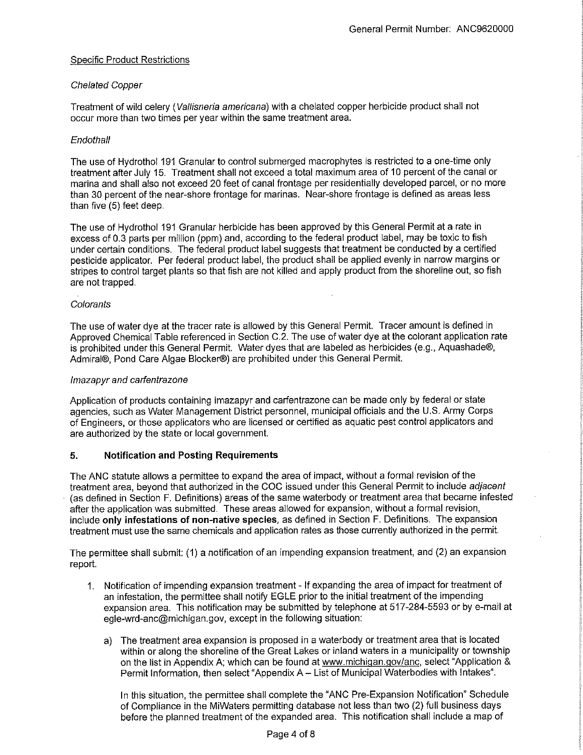Specific Product Restrictions

*Chelated Copper*

Treatment of wild celery (*Vallisneria americana*) with a chelated copper herbicide product shall not occur more than two times per year within the same treatment area.

*Endothall*

The use of Hydrothol 191 Granular to control submerged macrophytes is restricted to a one-time only treatment after July 15. Treatment shall not exceed a total maximum area of 10 percent of the canal or marina and shall also not exceed 20 feet of canal frontage per residentially developed parcel, or no more than 30 percent of the near-shore frontage for marinas. Near-shore frontage is defined as areas less than five (5) feet deep.

The use of Hydrothol 191 Granular herbicide has been approved by this General Permit at a rate in excess of 0.3 parts per million (ppm) and, according to the federal product label, may be toxic to fish under certain conditions. The federal product label suggests that treatment be conducted by a certified pesticide applicator. Per federal product label, the product shall be applied evenly in narrow margins or stripes to control target plants so that fish are not killed and apply product from the shoreline out, so fish are not trapped.

*Colorants*

The use of water dye at the tracer rate is allowed by this General Permit. Tracer amount is defined in Approved Chemical Table referenced in Section C.2. The use of water dye at the colorant application rate is prohibited under this General Permit. Water dyes that are labeled as herbicides (e.g., Aquashade®, Admiral®, Pond Care Algae Blocker®) are prohibited under this General Permit.

*Imazapyr and carfentrazone*

Application of products containing imazapyr and carfentrazone can be made only by federal or state agencies, such as Water Management District personnel, municipal officials and the U.S. Army Corps of Engineers, or those applicators who are licensed or certified as aquatic pest control applicators and are authorized by the state or local government.

## 5. Notification and Posting Requirements

The ANC statute allows a permittee to expand the area of impact, without a formal revision of the treatment area, beyond that authorized in the COC issued under this General Permit to include *adjacent* (as defined in Section F. Definitions) areas of the same waterbody or treatment area that became infested after the application was submitted. These areas allowed for expansion, without a formal revision, include **only infestations of non-native species**, as defined in Section F. Definitions. The expansion treatment must use the same chemicals and application rates as those currently authorized in the permit.

The permittee shall submit: (1) a notification of an impending expansion treatment, and (2) an expansion report.

1. Notification of impending expansion treatment - If expanding the area of impact for treatment of an infestation, the permittee shall notify EGLE prior to the initial treatment of the impending expansion area. This notification may be submitted by telephone at 517-284-5593 or by e-mail at egle-wrd-anc@michigan.gov, except in the following situation:

   a) The treatment area expansion is proposed in a waterbody or treatment area that is located within or along the shoreline of the Great Lakes or inland waters in a municipality or township on the list in Appendix A; which can be found at www.michigan.gov/anc, select "Application & Permit Information, then select "Appendix A – List of Municipal Waterbodies with Intakes".

      In this situation, the permittee shall complete the "ANC Pre-Expansion Notification" Schedule of Compliance in the MiWaters permitting database not less than two (2) full business days before the planned treatment of the expanded area. This notification shall include a map of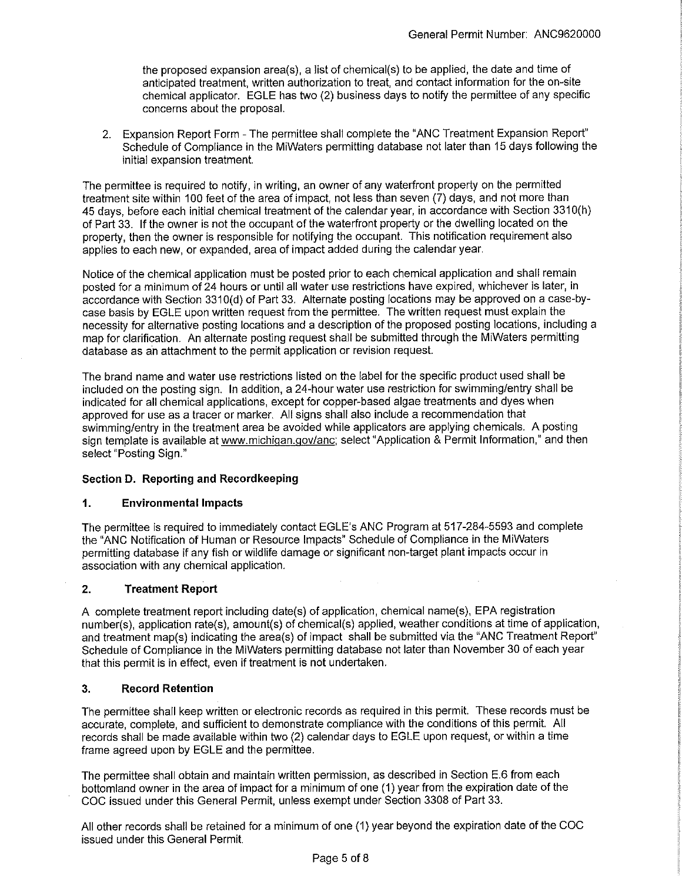the proposed expansion area(s), a list of chemical(s) to be applied, the date and time of anticipated treatment, written authorization to treat, and contact information for the on-site chemical applicator. EGLE has two (2) business days to notify the permittee of any specific concerns about the proposal.

2. Expansion Report Form - The permittee shall complete the "ANC Treatment Expansion Report" Schedule of Compliance in the MiWaters permitting database not later than 15 days following the initial expansion treatment.

The permittee is required to notify, in writing, an owner of any waterfront property on the permitted treatment site within 100 feet of the area of impact, not less than seven (7) days, and not more than 45 days, before each initial chemical treatment of the calendar year, in accordance with Section 3310(h) of Part 33. If the owner is not the occupant of the waterfront property or the dwelling located on the property, then the owner is responsible for notifying the occupant. This notification requirement also applies to each new, or expanded, area of impact added during the calendar year.

Notice of the chemical application must be posted prior to each chemical application and shall remain posted for a minimum of 24 hours or until all water use restrictions have expired, whichever is later, in accordance with Section 3310(d) of Part 33. Alternate posting locations may be approved on a case-by-case basis by EGLE upon written request from the permittee. The written request must explain the necessity for alternative posting locations and a description of the proposed posting locations, including a map for clarification. An alternate posting request shall be submitted through the MiWaters permitting database as an attachment to the permit application or revision request.

The brand name and water use restrictions listed on the label for the specific product used shall be included on the posting sign. In addition, a 24-hour water use restriction for swimming/entry shall be indicated for all chemical applications, except for copper-based algae treatments and dyes when approved for use as a tracer or marker. All signs shall also include a recommendation that swimming/entry in the treatment area be avoided while applicators are applying chemicals. A posting sign template is available at www.michigan.gov/anc; select "Application & Permit Information," and then select "Posting Sign."

### Section D. Reporting and Recordkeeping

#### 1. Environmental Impacts

The permittee is required to immediately contact EGLE's ANC Program at 517-284-5593 and complete the "ANC Notification of Human or Resource Impacts" Schedule of Compliance in the MiWaters permitting database if any fish or wildlife damage or significant non-target plant impacts occur in association with any chemical application.

#### 2. Treatment Report

A complete treatment report including date(s) of application, chemical name(s), EPA registration number(s), application rate(s), amount(s) of chemical(s) applied, weather conditions at time of application, and treatment map(s) indicating the area(s) of impact shall be submitted via the "ANC Treatment Report" Schedule of Compliance in the MiWaters permitting database not later than November 30 of each year that this permit is in effect, even if treatment is not undertaken.

#### 3. Record Retention

The permittee shall keep written or electronic records as required in this permit. These records must be accurate, complete, and sufficient to demonstrate compliance with the conditions of this permit. All records shall be made available within two (2) calendar days to EGLE upon request, or within a time frame agreed upon by EGLE and the permittee.

The permittee shall obtain and maintain written permission, as described in Section E.6 from each bottomland owner in the area of impact for a minimum of one (1) year from the expiration date of the COC issued under this General Permit, unless exempt under Section 3308 of Part 33.

All other records shall be retained for a minimum of one (1) year beyond the expiration date of the COC issued under this General Permit.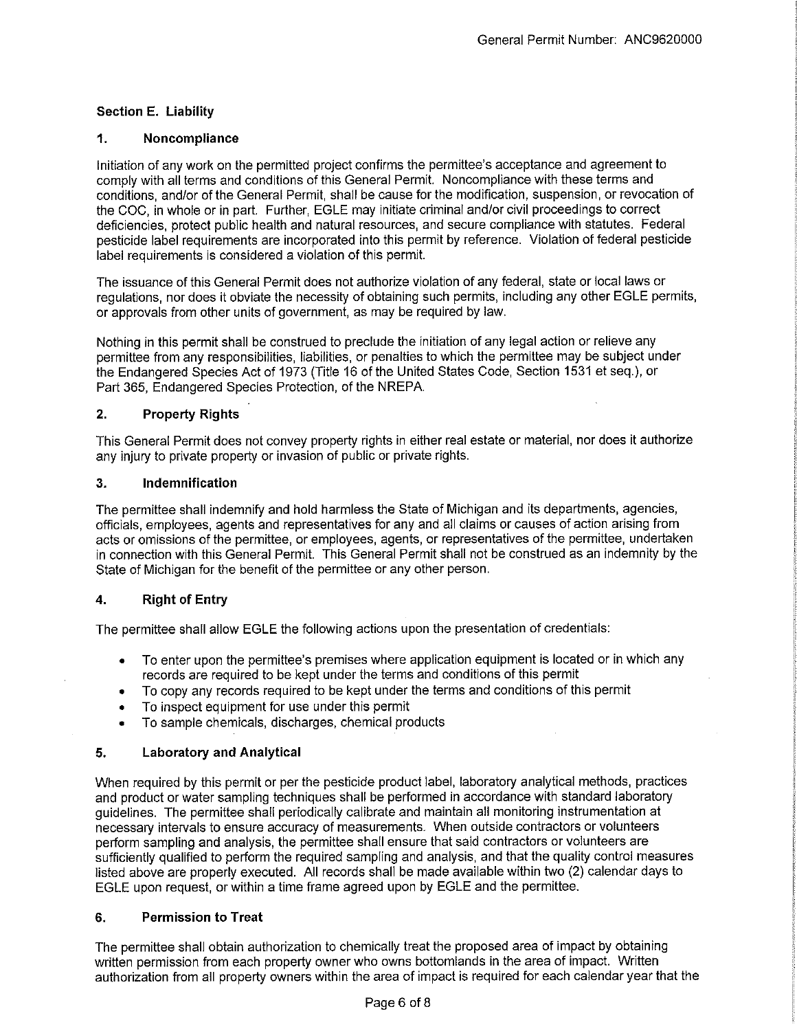### Section E. Liability

#### 1. Noncompliance

Initiation of any work on the permitted project confirms the permittee's acceptance and agreement to comply with all terms and conditions of this General Permit. Noncompliance with these terms and conditions, and/or of the General Permit, shall be cause for the modification, suspension, or revocation of the COC, in whole or in part. Further, EGLE may initiate criminal and/or civil proceedings to correct deficiencies, protect public health and natural resources, and secure compliance with statutes. Federal pesticide label requirements are incorporated into this permit by reference. Violation of federal pesticide label requirements is considered a violation of this permit.

The issuance of this General Permit does not authorize violation of any federal, state or local laws or regulations, nor does it obviate the necessity of obtaining such permits, including any other EGLE permits, or approvals from other units of government, as may be required by law.

Nothing in this permit shall be construed to preclude the initiation of any legal action or relieve any permittee from any responsibilities, liabilities, or penalties to which the permittee may be subject under the Endangered Species Act of 1973 (Title 16 of the United States Code, Section 1531 et seq.), or Part 365, Endangered Species Protection, of the NREPA.

#### 2. Property Rights

This General Permit does not convey property rights in either real estate or material, nor does it authorize any injury to private property or invasion of public or private rights.

#### 3. Indemnification

The permittee shall indemnify and hold harmless the State of Michigan and its departments, agencies, officials, employees, agents and representatives for any and all claims or causes of action arising from acts or omissions of the permittee, or employees, agents, or representatives of the permittee, undertaken in connection with this General Permit. This General Permit shall not be construed as an indemnity by the State of Michigan for the benefit of the permittee or any other person.

#### 4. Right of Entry

The permittee shall allow EGLE the following actions upon the presentation of credentials:

- To enter upon the permittee's premises where application equipment is located or in which any records are required to be kept under the terms and conditions of this permit
- To copy any records required to be kept under the terms and conditions of this permit
- To inspect equipment for use under this permit
- To sample chemicals, discharges, chemical products

#### 5. Laboratory and Analytical

When required by this permit or per the pesticide product label, laboratory analytical methods, practices and product or water sampling techniques shall be performed in accordance with standard laboratory guidelines. The permittee shall periodically calibrate and maintain all monitoring instrumentation at necessary intervals to ensure accuracy of measurements. When outside contractors or volunteers perform sampling and analysis, the permittee shall ensure that said contractors or volunteers are sufficiently qualified to perform the required sampling and analysis, and that the quality control measures listed above are properly executed. All records shall be made available within two (2) calendar days to EGLE upon request, or within a time frame agreed upon by EGLE and the permittee.

#### 6. Permission to Treat

The permittee shall obtain authorization to chemically treat the proposed area of impact by obtaining written permission from each property owner who owns bottomlands in the area of impact. Written authorization from all property owners within the area of impact is required for each calendar year that the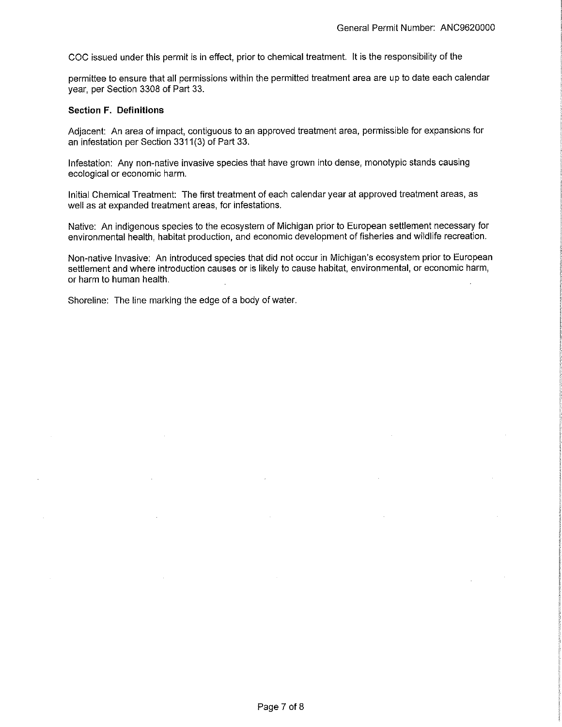COC issued under this permit is in effect, prior to chemical treatment. It is the responsibility of the

permittee to ensure that all permissions within the permitted treatment area are up to date each calendar year, per Section 3308 of Part 33.

**Section F. Definitions**

Adjacent: An area of impact, contiguous to an approved treatment area, permissible for expansions for an infestation per Section 3311(3) of Part 33.

Infestation: Any non-native invasive species that have grown into dense, monotypic stands causing ecological or economic harm.

Initial Chemical Treatment: The first treatment of each calendar year at approved treatment areas, as well as at expanded treatment areas, for infestations.

Native: An indigenous species to the ecosystem of Michigan prior to European settlement necessary for environmental health, habitat production, and economic development of fisheries and wildlife recreation.

Non-native Invasive: An introduced species that did not occur in Michigan's ecosystem prior to European settlement and where introduction causes or is likely to cause habitat, environmental, or economic harm, or harm to human health.

Shoreline: The line marking the edge of a body of water.